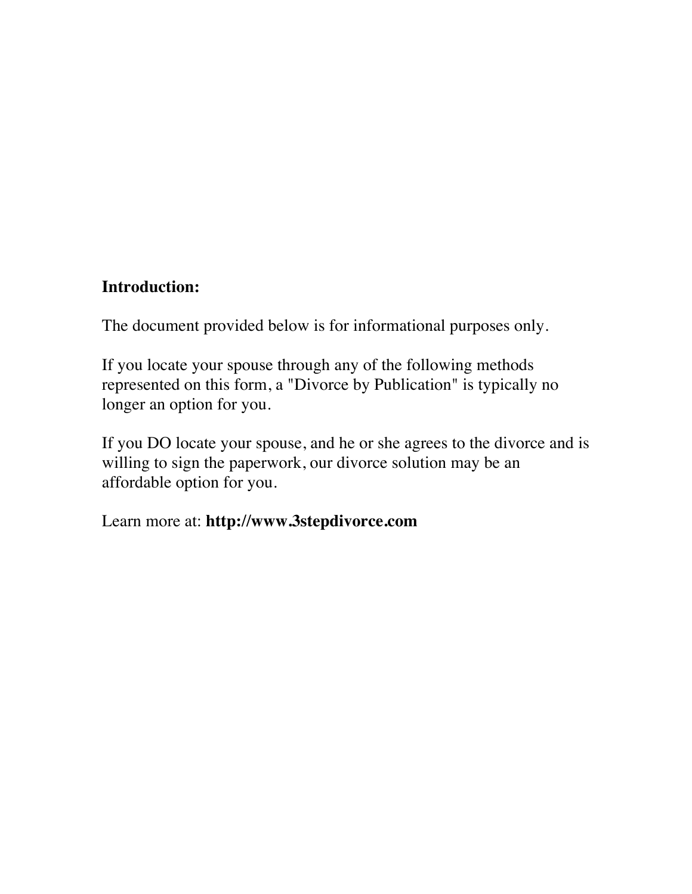**Introduction:**

The document provided below is for informational purposes only.

If you locate your spouse through any of the following methods represented on this form, a "Divorce by Publication" is typically no longer an option for you.

If you DO locate your spouse, and he or she agrees to the divorce and is willing to sign the paperwork, our divorce solution may be an affordable option for you.

Learn more at: **http://www.3stepdivorce.com**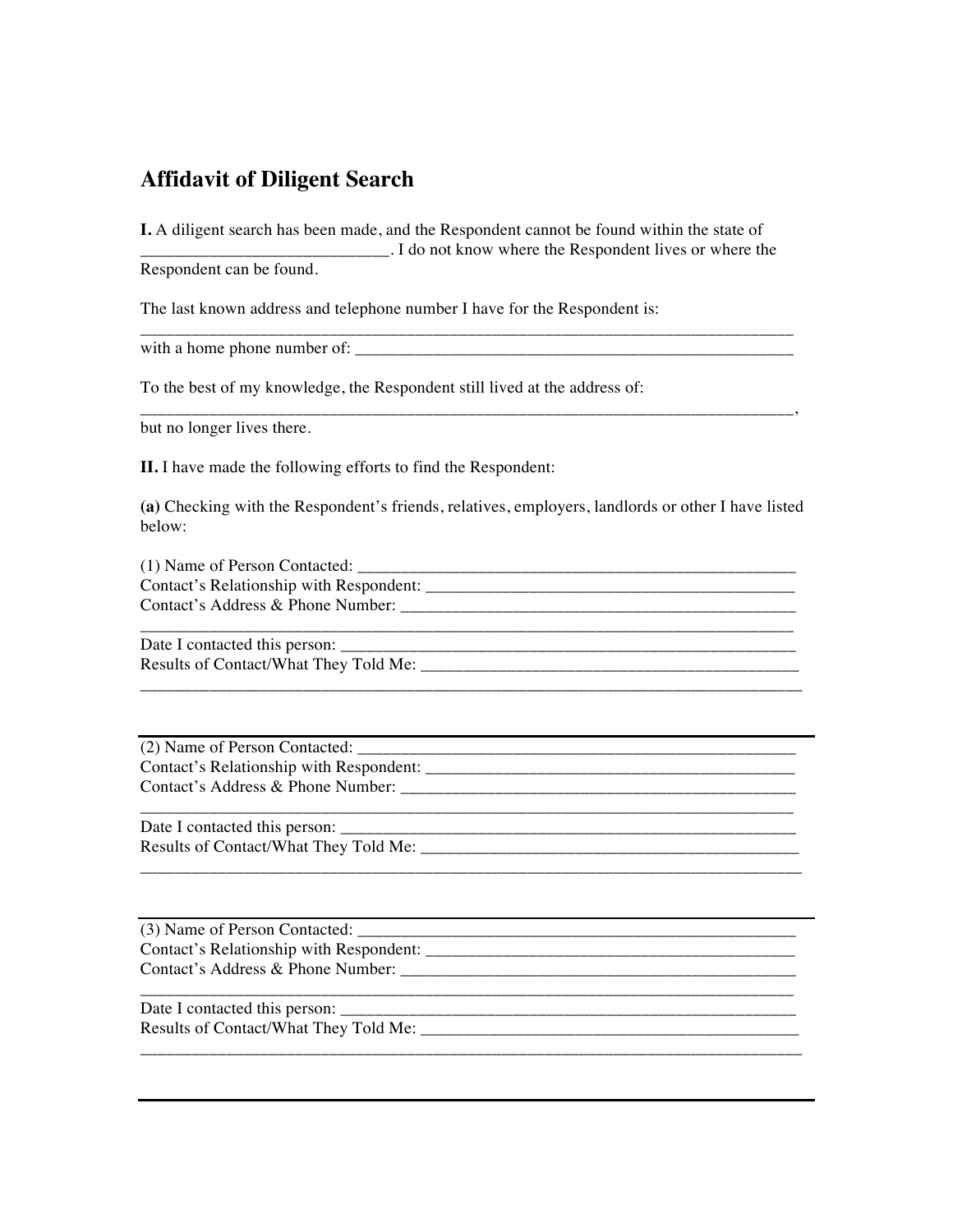## Affidavit of Diligent Search

**I.** A diligent search has been made, and the Respondent cannot be found within the state of \_\_\_\_\_\_\_\_\_\_\_\_\_\_\_\_\_\_\_\_\_\_\_\_\_\_\_\_\_\_. I do not know where the Respondent lives or where the Respondent can be found.

The last known address and telephone number I have for the Respondent is:
\_\_\_\_\_\_\_\_\_\_\_\_\_\_\_\_\_\_\_\_\_\_\_\_\_\_\_\_\_\_\_\_\_\_\_\_\_\_\_\_\_\_\_\_\_\_\_\_\_\_\_\_\_\_\_\_\_\_\_\_\_\_\_\_\_\_\_\_\_\_\_\_\_\_\_\_\_\_
with a home phone number of: \_\_\_\_\_\_\_\_\_\_\_\_\_\_\_\_\_\_\_\_\_\_\_\_\_\_\_\_\_\_\_\_\_\_\_\_\_\_\_\_\_\_\_\_\_\_\_\_\_\_\_\_\_\_

To the best of my knowledge, the Respondent still lived at the address of:
\_\_\_\_\_\_\_\_\_\_\_\_\_\_\_\_\_\_\_\_\_\_\_\_\_\_\_\_\_\_\_\_\_\_\_\_\_\_\_\_\_\_\_\_\_\_\_\_\_\_\_\_\_\_\_\_\_\_\_\_\_\_\_\_\_\_\_\_\_\_\_\_\_\_\_\_\_\_,
but no longer lives there.

**II.** I have made the following efforts to find the Respondent:

**(a)** Checking with the Respondent's friends, relatives, employers, landlords or other I have listed below:

(1) Name of Person Contacted: \_\_\_\_\_\_\_\_\_\_\_\_\_\_\_\_\_\_\_\_\_\_\_\_\_\_\_\_\_\_\_\_\_\_\_\_\_\_\_\_\_\_\_\_\_\_\_\_\_\_\_\_
Contact's Relationship with Respondent: \_\_\_\_\_\_\_\_\_\_\_\_\_\_\_\_\_\_\_\_\_\_\_\_\_\_\_\_\_\_\_\_\_\_\_\_\_\_\_\_\_\_\_\_
Contact's Address & Phone Number: \_\_\_\_\_\_\_\_\_\_\_\_\_\_\_\_\_\_\_\_\_\_\_\_\_\_\_\_\_\_\_\_\_\_\_\_\_\_\_\_\_\_\_\_\_\_\_
\_\_\_\_\_\_\_\_\_\_\_\_\_\_\_\_\_\_\_\_\_\_\_\_\_\_\_\_\_\_\_\_\_\_\_\_\_\_\_\_\_\_\_\_\_\_\_\_\_\_\_\_\_\_\_\_\_\_\_\_\_\_\_\_\_\_\_\_\_\_\_\_\_\_\_\_\_\_
Date I contacted this person: \_\_\_\_\_\_\_\_\_\_\_\_\_\_\_\_\_\_\_\_\_\_\_\_\_\_\_\_\_\_\_\_\_\_\_\_\_\_\_\_\_\_\_\_\_\_\_\_\_\_\_\_\_\_\_
Results of Contact/What They Told Me: \_\_\_\_\_\_\_\_\_\_\_\_\_\_\_\_\_\_\_\_\_\_\_\_\_\_\_\_\_\_\_\_\_\_\_\_\_\_\_\_\_\_\_\_\_
\_\_\_\_\_\_\_\_\_\_\_\_\_\_\_\_\_\_\_\_\_\_\_\_\_\_\_\_\_\_\_\_\_\_\_\_\_\_\_\_\_\_\_\_\_\_\_\_\_\_\_\_\_\_\_\_\_\_\_\_\_\_\_\_\_\_\_\_\_\_\_\_\_\_\_\_\_\_

---

(2) Name of Person Contacted: \_\_\_\_\_\_\_\_\_\_\_\_\_\_\_\_\_\_\_\_\_\_\_\_\_\_\_\_\_\_\_\_\_\_\_\_\_\_\_\_\_\_\_\_\_\_\_\_\_\_\_\_
Contact's Relationship with Respondent: \_\_\_\_\_\_\_\_\_\_\_\_\_\_\_\_\_\_\_\_\_\_\_\_\_\_\_\_\_\_\_\_\_\_\_\_\_\_\_\_\_\_\_\_
Contact's Address & Phone Number: \_\_\_\_\_\_\_\_\_\_\_\_\_\_\_\_\_\_\_\_\_\_\_\_\_\_\_\_\_\_\_\_\_\_\_\_\_\_\_\_\_\_\_\_\_\_\_
\_\_\_\_\_\_\_\_\_\_\_\_\_\_\_\_\_\_\_\_\_\_\_\_\_\_\_\_\_\_\_\_\_\_\_\_\_\_\_\_\_\_\_\_\_\_\_\_\_\_\_\_\_\_\_\_\_\_\_\_\_\_\_\_\_\_\_\_\_\_\_\_\_\_\_\_\_\_
Date I contacted this person: \_\_\_\_\_\_\_\_\_\_\_\_\_\_\_\_\_\_\_\_\_\_\_\_\_\_\_\_\_\_\_\_\_\_\_\_\_\_\_\_\_\_\_\_\_\_\_\_\_\_\_\_\_\_\_
Results of Contact/What They Told Me: \_\_\_\_\_\_\_\_\_\_\_\_\_\_\_\_\_\_\_\_\_\_\_\_\_\_\_\_\_\_\_\_\_\_\_\_\_\_\_\_\_\_\_\_\_
\_\_\_\_\_\_\_\_\_\_\_\_\_\_\_\_\_\_\_\_\_\_\_\_\_\_\_\_\_\_\_\_\_\_\_\_\_\_\_\_\_\_\_\_\_\_\_\_\_\_\_\_\_\_\_\_\_\_\_\_\_\_\_\_\_\_\_\_\_\_\_\_\_\_\_\_\_\_

---

(3) Name of Person Contacted: \_\_\_\_\_\_\_\_\_\_\_\_\_\_\_\_\_\_\_\_\_\_\_\_\_\_\_\_\_\_\_\_\_\_\_\_\_\_\_\_\_\_\_\_\_\_\_\_\_\_\_\_
Contact's Relationship with Respondent: \_\_\_\_\_\_\_\_\_\_\_\_\_\_\_\_\_\_\_\_\_\_\_\_\_\_\_\_\_\_\_\_\_\_\_\_\_\_\_\_\_\_\_\_
Contact's Address & Phone Number: \_\_\_\_\_\_\_\_\_\_\_\_\_\_\_\_\_\_\_\_\_\_\_\_\_\_\_\_\_\_\_\_\_\_\_\_\_\_\_\_\_\_\_\_\_\_\_
\_\_\_\_\_\_\_\_\_\_\_\_\_\_\_\_\_\_\_\_\_\_\_\_\_\_\_\_\_\_\_\_\_\_\_\_\_\_\_\_\_\_\_\_\_\_\_\_\_\_\_\_\_\_\_\_\_\_\_\_\_\_\_\_\_\_\_\_\_\_\_\_\_\_\_\_\_\_
Date I contacted this person: \_\_\_\_\_\_\_\_\_\_\_\_\_\_\_\_\_\_\_\_\_\_\_\_\_\_\_\_\_\_\_\_\_\_\_\_\_\_\_\_\_\_\_\_\_\_\_\_\_\_\_\_\_\_\_
Results of Contact/What They Told Me: \_\_\_\_\_\_\_\_\_\_\_\_\_\_\_\_\_\_\_\_\_\_\_\_\_\_\_\_\_\_\_\_\_\_\_\_\_\_\_\_\_\_\_\_\_
\_\_\_\_\_\_\_\_\_\_\_\_\_\_\_\_\_\_\_\_\_\_\_\_\_\_\_\_\_\_\_\_\_\_\_\_\_\_\_\_\_\_\_\_\_\_\_\_\_\_\_\_\_\_\_\_\_\_\_\_\_\_\_\_\_\_\_\_\_\_\_\_\_\_\_\_\_\_

---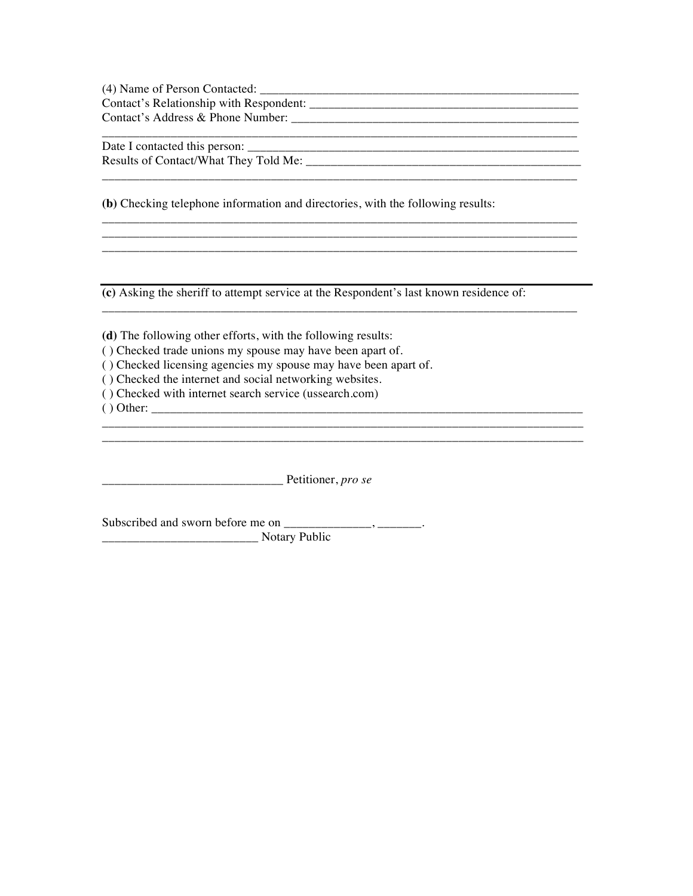(4) Name of Person Contacted: ______________________________________________________
Contact's Relationship with Respondent: ______________________________________________
Contact's Address & Phone Number: _________________________________________________
_________________________________________________________________________________
Date I contacted this person: _______________________________________________________
Results of Contact/What They Told Me: _______________________________________________
_________________________________________________________________________________

**(b)** Checking telephone information and directories, with the following results:
_________________________________________________________________________________
_________________________________________________________________________________
_________________________________________________________________________________

**(c)** Asking the sheriff to attempt service at the Respondent's last known residence of:
_________________________________________________________________________________

**(d)** The following other efforts, with the following results:
( ) Checked trade unions my spouse may have been apart of.
( ) Checked licensing agencies my spouse may have been apart of.
( ) Checked the internet and social networking websites.
( ) Checked with internet search service (ussearch.com)
( ) Other: _________________________________________________________________________
_________________________________________________________________________________
_________________________________________________________________________________

_____________________________ Petitioner, *pro se*

Subscribed and sworn before me on ______________, _______.
_________________________ Notary Public